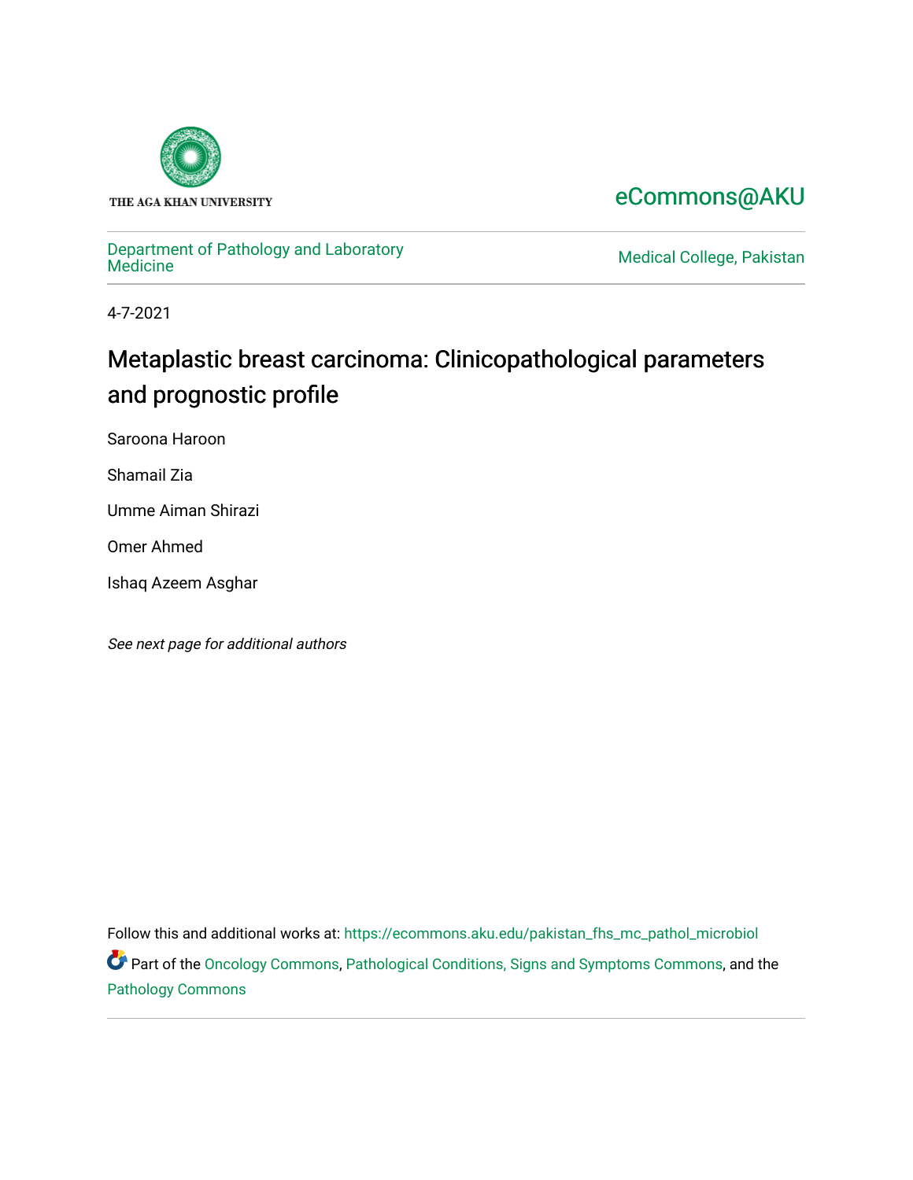THE AGA KHAN UNIVERSITY

eCommons@AKU

Department of Pathology and Laboratory Medicine

Medical College, Pakistan

4-7-2021

# Metaplastic breast carcinoma: Clinicopathological parameters and prognostic profile

Saroona Haroon

Shamail Zia

Umme Aiman Shirazi

Omer Ahmed

Ishaq Azeem Asghar

*See next page for additional authors*

Follow this and additional works at: https://ecommons.aku.edu/pakistan_fhs_mc_pathol_microbiol

Part of the Oncology Commons, Pathological Conditions, Signs and Symptoms Commons, and the Pathology Commons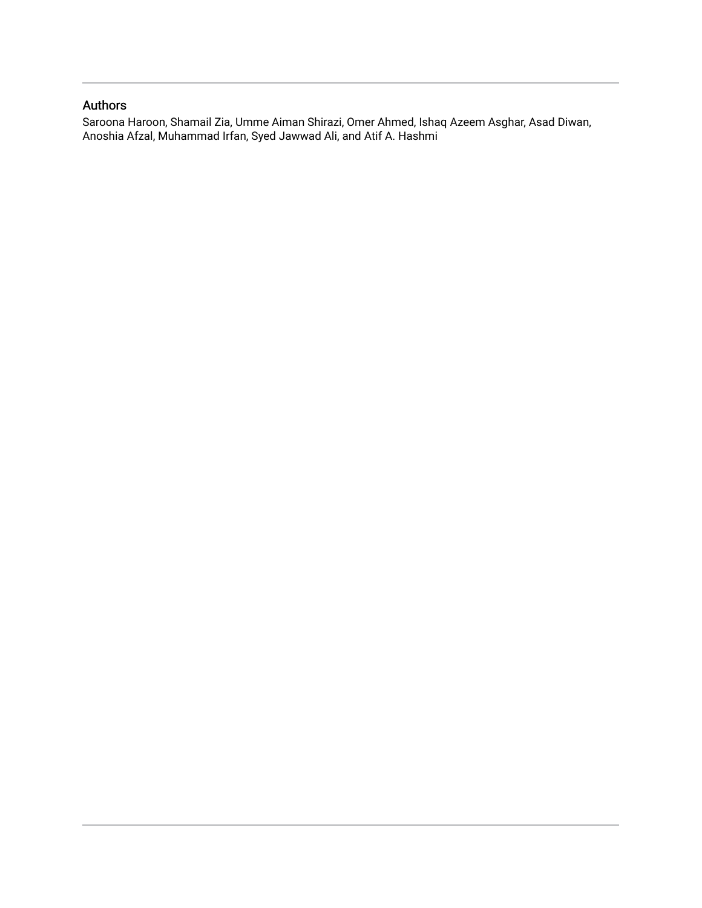## Authors

Saroona Haroon, Shamail Zia, Umme Aiman Shirazi, Omer Ahmed, Ishaq Azeem Asghar, Asad Diwan, Anoshia Afzal, Muhammad Irfan, Syed Jawwad Ali, and Atif A. Hashmi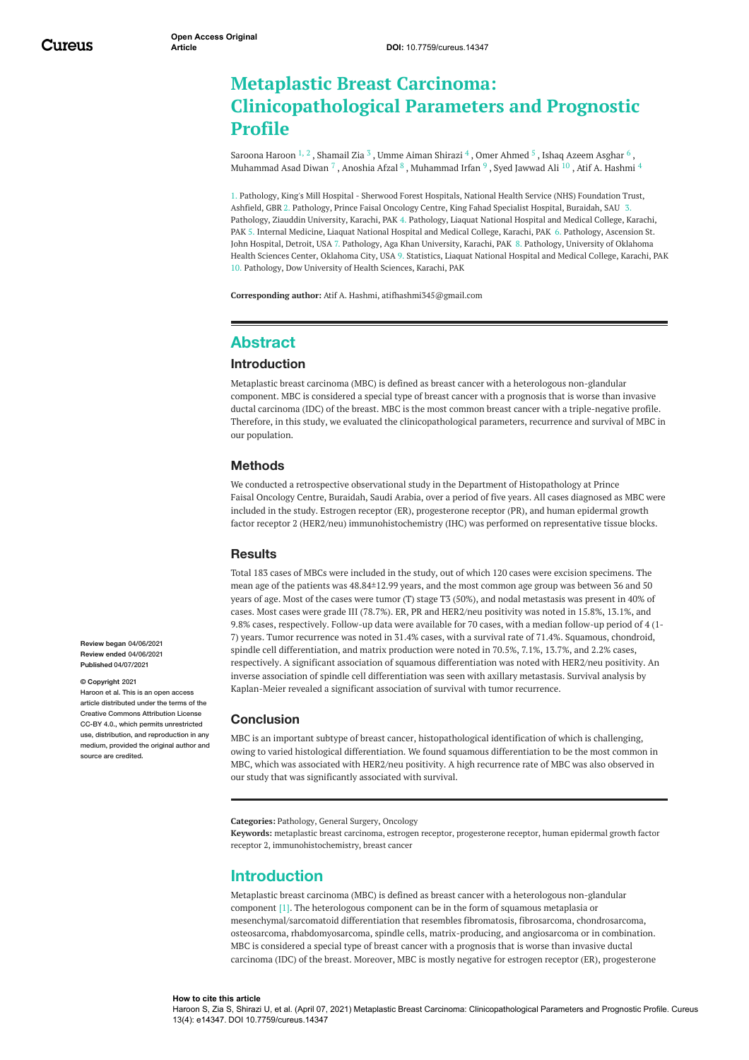# Metaplastic Breast Carcinoma: Clinicopathological Parameters and Prognostic Profile

Saroona Haroon [1, 2] , Shamail Zia [3] , Umme Aiman Shirazi [4] , Omer Ahmed [5] , Ishaq Azeem Asghar [6] , Muhammad Asad Diwan [7] , Anoshia Afzal [8] , Muhammad Irfan [9] , Syed Jawwad Ali [10] , Atif A. Hashmi [4]

1. Pathology, King's Mill Hospital - Sherwood Forest Hospitals, National Health Service (NHS) Foundation Trust, Ashfield, GBR 2. Pathology, Prince Faisal Oncology Centre, King Fahad Specialist Hospital, Buraidah, SAU 3. Pathology, Ziauddin University, Karachi, PAK 4. Pathology, Liaquat National Hospital and Medical College, Karachi, PAK 5. Internal Medicine, Liaquat National Hospital and Medical College, Karachi, PAK 6. Pathology, Ascension St. John Hospital, Detroit, USA 7. Pathology, Aga Khan University, Karachi, PAK 8. Pathology, University of Oklahoma Health Sciences Center, Oklahoma City, USA 9. Statistics, Liaquat National Hospital and Medical College, Karachi, PAK 10. Pathology, Dow University of Health Sciences, Karachi, PAK

**Corresponding author:** Atif A. Hashmi, atifhashmi345@gmail.com

## Abstract

### Introduction

Metaplastic breast carcinoma (MBC) is defined as breast cancer with a heterologous non-glandular component. MBC is considered a special type of breast cancer with a prognosis that is worse than invasive ductal carcinoma (IDC) of the breast. MBC is the most common breast cancer with a triple-negative profile. Therefore, in this study, we evaluated the clinicopathological parameters, recurrence and survival of MBC in our population.

### Methods

We conducted a retrospective observational study in the Department of Histopathology at Prince Faisal Oncology Centre, Buraidah, Saudi Arabia, over a period of five years. All cases diagnosed as MBC were included in the study. Estrogen receptor (ER), progesterone receptor (PR), and human epidermal growth factor receptor 2 (HER2/neu) immunohistochemistry (IHC) was performed on representative tissue blocks.

### Results

Total 183 cases of MBCs were included in the study, out of which 120 cases were excision specimens. The mean age of the patients was 48.84±12.99 years, and the most common age group was between 36 and 50 years of age. Most of the cases were tumor (T) stage T3 (50%), and nodal metastasis was present in 40% of cases. Most cases were grade III (78.7%). ER, PR and HER2/neu positivity was noted in 15.8%, 13.1%, and 9.8% cases, respectively. Follow-up data were available for 70 cases, with a median follow-up period of 4 (1-7) years. Tumor recurrence was noted in 31.4% cases, with a survival rate of 71.4%. Squamous, chondroid, spindle cell differentiation, and matrix production were noted in 70.5%, 7.1%, 13.7%, and 2.2% cases, respectively. A significant association of squamous differentiation was noted with HER2/neu positivity. An inverse association of spindle cell differentiation was seen with axillary metastasis. Survival analysis by Kaplan-Meier revealed a significant association of survival with tumor recurrence.

### Conclusion

MBC is an important subtype of breast cancer, histopathological identification of which is challenging, owing to varied histological differentiation. We found squamous differentiation to be the most common in MBC, which was associated with HER2/neu positivity. A high recurrence rate of MBC was also observed in our study that was significantly associated with survival.

Review began 04/06/2021
Review ended 04/06/2021
Published 04/07/2021

© Copyright 2021
Haroon et al. This is an open access article distributed under the terms of the Creative Commons Attribution License CC-BY 4.0., which permits unrestricted use, distribution, and reproduction in any medium, provided the original author and source are credited.

**Categories:** Pathology, General Surgery, Oncology
**Keywords:** metaplastic breast carcinoma, estrogen receptor, progesterone receptor, human epidermal growth factor receptor 2, immunohistochemistry, breast cancer

## Introduction

Metaplastic breast carcinoma (MBC) is defined as breast cancer with a heterologous non-glandular component [1]. The heterologous component can be in the form of squamous metaplasia or mesenchymal/sarcomatoid differentiation that resembles fibromatosis, fibrosarcoma, chondrosarcoma, osteosarcoma, rhabdomyosarcoma, spindle cells, matrix-producing, and angiosarcoma or in combination. MBC is considered a special type of breast cancer with a prognosis that is worse than invasive ductal carcinoma (IDC) of the breast. Moreover, MBC is mostly negative for estrogen receptor (ER), progesterone

**How to cite this article**
Haroon S, Zia S, Shirazi U, et al. (April 07, 2021) Metaplastic Breast Carcinoma: Clinicopathological Parameters and Prognostic Profile. Cureus 13(4): e14347. DOI 10.7759/cureus.14347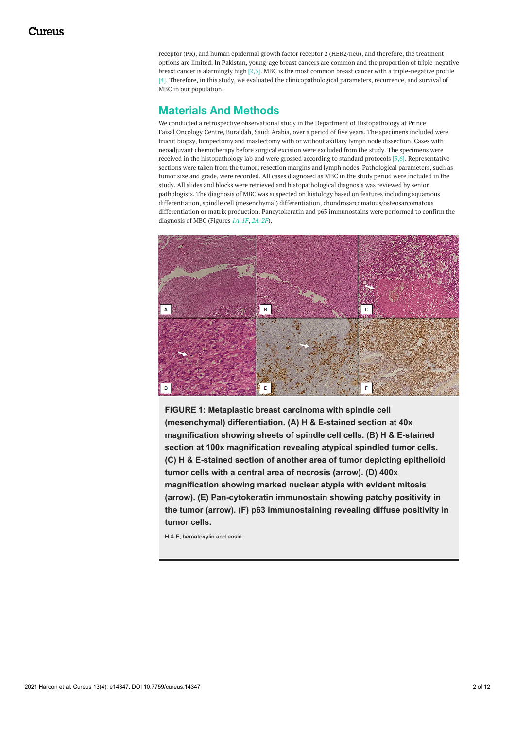receptor (PR), and human epidermal growth factor receptor 2 (HER2/neu), and therefore, the treatment options are limited. In Pakistan, young-age breast cancers are common and the proportion of triple-negative breast cancer is alarmingly high [2,3]. MBC is the most common breast cancer with a triple-negative profile [4]. Therefore, in this study, we evaluated the clinicopathological parameters, recurrence, and survival of MBC in our population.

## Materials And Methods

We conducted a retrospective observational study in the Department of Histopathology at Prince Faisal Oncology Centre, Buraidah, Saudi Arabia, over a period of five years. The specimens included were trucut biopsy, lumpectomy and mastectomy with or without axillary lymph node dissection. Cases with neoadjuvant chemotherapy before surgical excision were excluded from the study. The specimens were received in the histopathology lab and were grossed according to standard protocols [5,6]. Representative sections were taken from the tumor; resection margins and lymph nodes. Pathological parameters, such as tumor size and grade, were recorded. All cases diagnosed as MBC in the study period were included in the study. All slides and blocks were retrieved and histopathological diagnosis was reviewed by senior pathologists. The diagnosis of MBC was suspected on histology based on features including squamous differentiation, spindle cell (mesenchymal) differentiation, chondrosarcomatous/osteosarcomatous differentiation or matrix production. Pancytokeratin and p63 immunostains were performed to confirm the diagnosis of MBC (Figures *1A*-*1F*, *2A*-*2F*).

**FIGURE 1: Metaplastic breast carcinoma with spindle cell (mesenchymal) differentiation. (A) H & E-stained section at 40x magnification showing sheets of spindle cell cells. (B) H & E-stained section at 100x magnification revealing atypical spindled tumor cells. (C) H & E-stained section of another area of tumor depicting epithelioid tumor cells with a central area of necrosis (arrow). (D) 400x magnification showing marked nuclear atypia with evident mitosis (arrow). (E) Pan-cytokeratin immunostain showing patchy positivity in the tumor (arrow). (F) p63 immunostaining revealing diffuse positivity in tumor cells.**

H & E, hematoxylin and eosin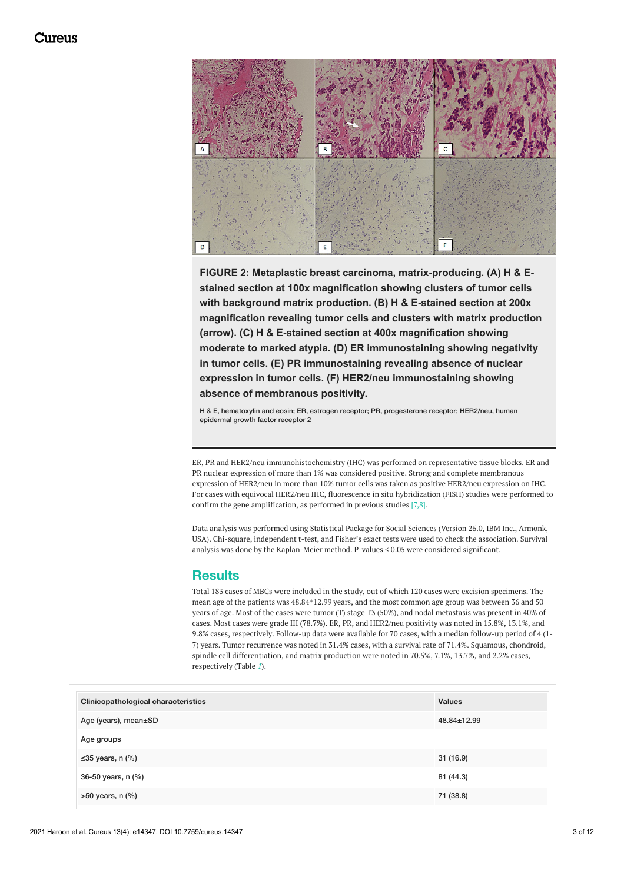FIGURE 2: Metaplastic breast carcinoma, matrix-producing. (A) H & E-stained section at 100x magnification showing clusters of tumor cells with background matrix production. (B) H & E-stained section at 200x magnification revealing tumor cells and clusters with matrix production (arrow). (C) H & E-stained section at 400x magnification showing moderate to marked atypia. (D) ER immunostaining showing negativity in tumor cells. (E) PR immunostaining revealing absence of nuclear expression in tumor cells. (F) HER2/neu immunostaining showing absence of membranous positivity.

H & E, hematoxylin and eosin; ER, estrogen receptor; PR, progesterone receptor; HER2/neu, human epidermal growth factor receptor 2

ER, PR and HER2/neu immunohistochemistry (IHC) was performed on representative tissue blocks. ER and PR nuclear expression of more than 1% was considered positive. Strong and complete membranous expression of HER2/neu in more than 10% tumor cells was taken as positive HER2/neu expression on IHC. For cases with equivocal HER2/neu IHC, fluorescence in situ hybridization (FISH) studies were performed to confirm the gene amplification, as performed in previous studies [7,8].

Data analysis was performed using Statistical Package for Social Sciences (Version 26.0, IBM Inc., Armonk, USA). Chi-square, independent t-test, and Fisher's exact tests were used to check the association. Survival analysis was done by the Kaplan-Meier method. P-values < 0.05 were considered significant.

## Results

Total 183 cases of MBCs were included in the study, out of which 120 cases were excision specimens. The mean age of the patients was 48.84±12.99 years, and the most common age group was between 36 and 50 years of age. Most of the cases were tumor (T) stage T3 (50%), and nodal metastasis was present in 40% of cases. Most cases were grade III (78.7%). ER, PR, and HER2/neu positivity was noted in 15.8%, 13.1%, and 9.8% cases, respectively. Follow-up data were available for 70 cases, with a median follow-up period of 4 (1-7) years. Tumor recurrence was noted in 31.4% cases, with a survival rate of 71.4%. Squamous, chondroid, spindle cell differentiation, and matrix production were noted in 70.5%, 7.1%, 13.7%, and 2.2% cases, respectively (Table 1).

| Clinicopathological characteristics | Values |
| --- | --- |
| Age (years), mean±SD | 48.84±12.99 |
| Age groups | |
| ≤35 years, n (%) | 31 (16.9) |
| 36-50 years, n (%) | 81 (44.3) |
| >50 years, n (%) | 71 (38.8) |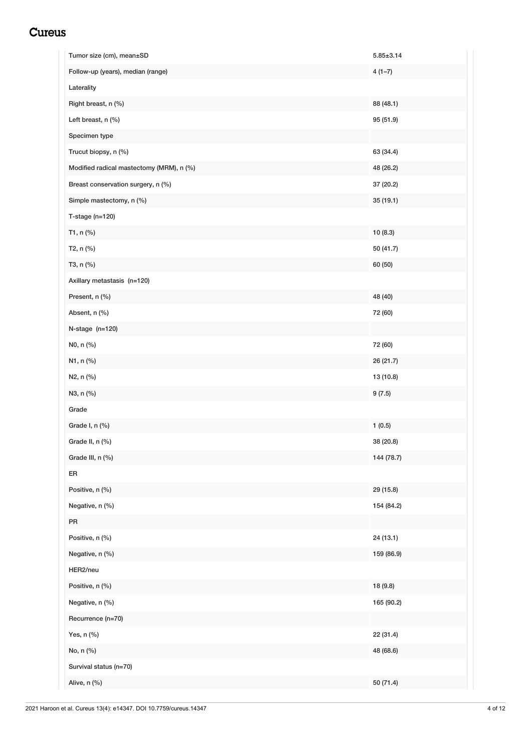| | |
|---|---|
| Tumor size (cm), mean±SD | 5.85±3.14 |
| Follow-up (years), median (range) | 4 (1–7) |
| Laterality | |
| Right breast, n (%) | 88 (48.1) |
| Left breast, n (%) | 95 (51.9) |
| Specimen type | |
| Trucut biopsy, n (%) | 63 (34.4) |
| Modified radical mastectomy (MRM), n (%) | 48 (26.2) |
| Breast conservation surgery, n (%) | 37 (20.2) |
| Simple mastectomy, n (%) | 35 (19.1) |
| T-stage (n=120) | |
| T1, n (%) | 10 (8.3) |
| T2, n (%) | 50 (41.7) |
| T3, n (%) | 60 (50) |
| Axillary metastasis (n=120) | |
| Present, n (%) | 48 (40) |
| Absent, n (%) | 72 (60) |
| N-stage (n=120) | |
| N0, n (%) | 72 (60) |
| N1, n (%) | 26 (21.7) |
| N2, n (%) | 13 (10.8) |
| N3, n (%) | 9 (7.5) |
| Grade | |
| Grade I, n (%) | 1 (0.5) |
| Grade II, n (%) | 38 (20.8) |
| Grade III, n (%) | 144 (78.7) |
| ER | |
| Positive, n (%) | 29 (15.8) |
| Negative, n (%) | 154 (84.2) |
| PR | |
| Positive, n (%) | 24 (13.1) |
| Negative, n (%) | 159 (86.9) |
| HER2/neu | |
| Positive, n (%) | 18 (9.8) |
| Negative, n (%) | 165 (90.2) |
| Recurrence (n=70) | |
| Yes, n (%) | 22 (31.4) |
| No, n (%) | 48 (68.6) |
| Survival status (n=70) | |
| Alive, n (%) | 50 (71.4) |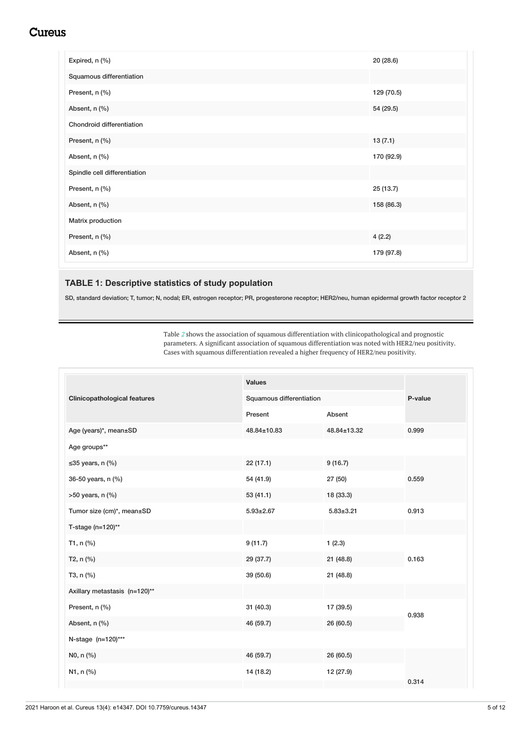| | |
|---|---|
| Expired, n (%) | 20 (28.6) |
| Squamous differentiation | |
| Present, n (%) | 129 (70.5) |
| Absent, n (%) | 54 (29.5) |
| Chondroid differentiation | |
| Present, n (%) | 13 (7.1) |
| Absent, n (%) | 170 (92.9) |
| Spindle cell differentiation | |
| Present, n (%) | 25 (13.7) |
| Absent, n (%) | 158 (86.3) |
| Matrix production | |
| Present, n (%) | 4 (2.2) |
| Absent, n (%) | 179 (97.8) |

**TABLE 1: Descriptive statistics of study population**

SD, standard deviation; T, tumor; N, nodal; ER, estrogen receptor; PR, progesterone receptor; HER2/neu, human epidermal growth factor receptor 2

Table 2 shows the association of squamous differentiation with clinicopathological and prognostic parameters. A significant association of squamous differentiation was noted with HER2/neu positivity. Cases with squamous differentiation revealed a higher frequency of HER2/neu positivity.

| Clinicopathological features | Values | | P-value |
|---|---|---|---|
| | Squamous differentiation | | |
| | Present | Absent | |
| Age (years)*, mean±SD | 48.84±10.83 | 48.84±13.32 | 0.999 |
| Age groups** | | | |
| ≤35 years, n (%) | 22 (17.1) | 9 (16.7) | 0.559 |
| 36-50 years, n (%) | 54 (41.9) | 27 (50) | |
| >50 years, n (%) | 53 (41.1) | 18 (33.3) | |
| Tumor size (cm)*, mean±SD | 5.93±2.67 | 5.83±3.21 | 0.913 |
| T-stage (n=120)** | | | |
| T1, n (%) | 9 (11.7) | 1 (2.3) | 0.163 |
| T2, n (%) | 29 (37.7) | 21 (48.8) | |
| T3, n (%) | 39 (50.6) | 21 (48.8) | |
| Axillary metastasis (n=120)** | | | |
| Present, n (%) | 31 (40.3) | 17 (39.5) | 0.938 |
| Absent, n (%) | 46 (59.7) | 26 (60.5) | |
| N-stage (n=120)*** | | | |
| N0, n (%) | 46 (59.7) | 26 (60.5) | 0.314 |
| N1, n (%) | 14 (18.2) | 12 (27.9) | |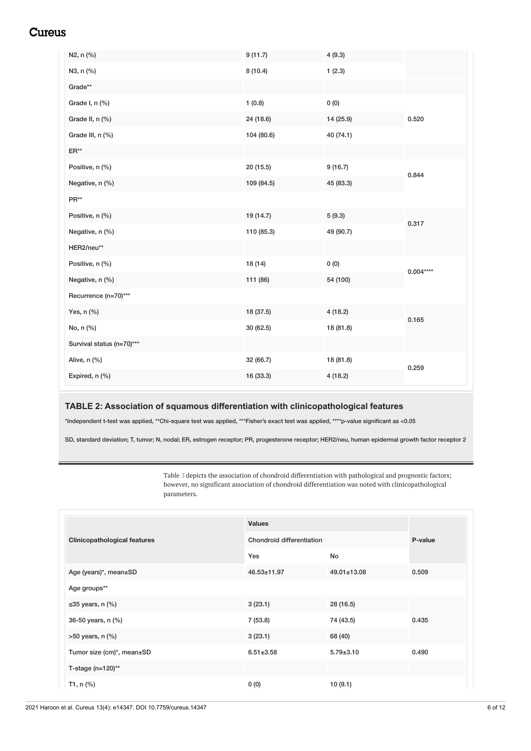| | | | |
|---|---|---|---|
| N2, n (%) | 9 (11.7) | 4 (9.3) | |
| N3, n (%) | 8 (10.4) | 1 (2.3) | |
| Grade** | | | |
| Grade I, n (%) | 1 (0.8) | 0 (0) | |
| Grade II, n (%) | 24 (18.6) | 14 (25.9) | 0.520 |
| Grade III, n (%) | 104 (80.6) | 40 (74.1) | |
| ER** | | | |
| Positive, n (%) | 20 (15.5) | 9 (16.7) | 0.844 |
| Negative, n (%) | 109 (84.5) | 45 (83.3) | |
| PR** | | | |
| Positive, n (%) | 19 (14.7) | 5 (9.3) | 0.317 |
| Negative, n (%) | 110 (85.3) | 49 (90.7) | |
| HER2/neu** | | | |
| Positive, n (%) | 18 (14) | 0 (0) | 0.004**** |
| Negative, n (%) | 111 (86) | 54 (100) | |
| Recurrence (n=70)*** | | | |
| Yes, n (%) | 18 (37.5) | 4 (18.2) | 0.165 |
| No, n (%) | 30 (62.5) | 18 (81.8) | |
| Survival status (n=70)*** | | | |
| Alive, n (%) | 32 (66.7) | 18 (81.8) | 0.259 |
| Expired, n (%) | 16 (33.3) | 4 (18.2) | |

**TABLE 2: Association of squamous differentiation with clinicopathological features**

*Independent t-test was applied, **Chi-square test was applied, ***Fisher's exact test was applied, ****p-value significant as <0.05

SD, standard deviation; T, tumor; N, nodal; ER, estrogen receptor; PR, progesterone receptor; HER2/neu, human epidermal growth factor receptor 2

Table 3 depicts the association of chondroid differentiation with pathological and prognostic factors; however, no significant association of chondroid differentiation was noted with clinicopathological parameters.

| Clinicopathological features | Values | | P-value |
|---|---|---|---|
| | Chondroid differentiation | | |
| | Yes | No | |
| Age (years)*, mean±SD | 46.53±11.97 | 49.01±13.08 | 0.509 |
| Age groups** | | | |
| ≤35 years, n (%) | 3 (23.1) | 28 (16.5) | |
| 36-50 years, n (%) | 7 (53.8) | 74 (43.5) | 0.435 |
| >50 years, n (%) | 3 (23.1) | 68 (40) | |
| Tumor size (cm)*, mean±SD | 6.51±3.58 | 5.79±3.10 | 0.490 |
| T-stage (n=120)** | | | |
| T1, n (%) | 0 (0) | 10 (9.1) | |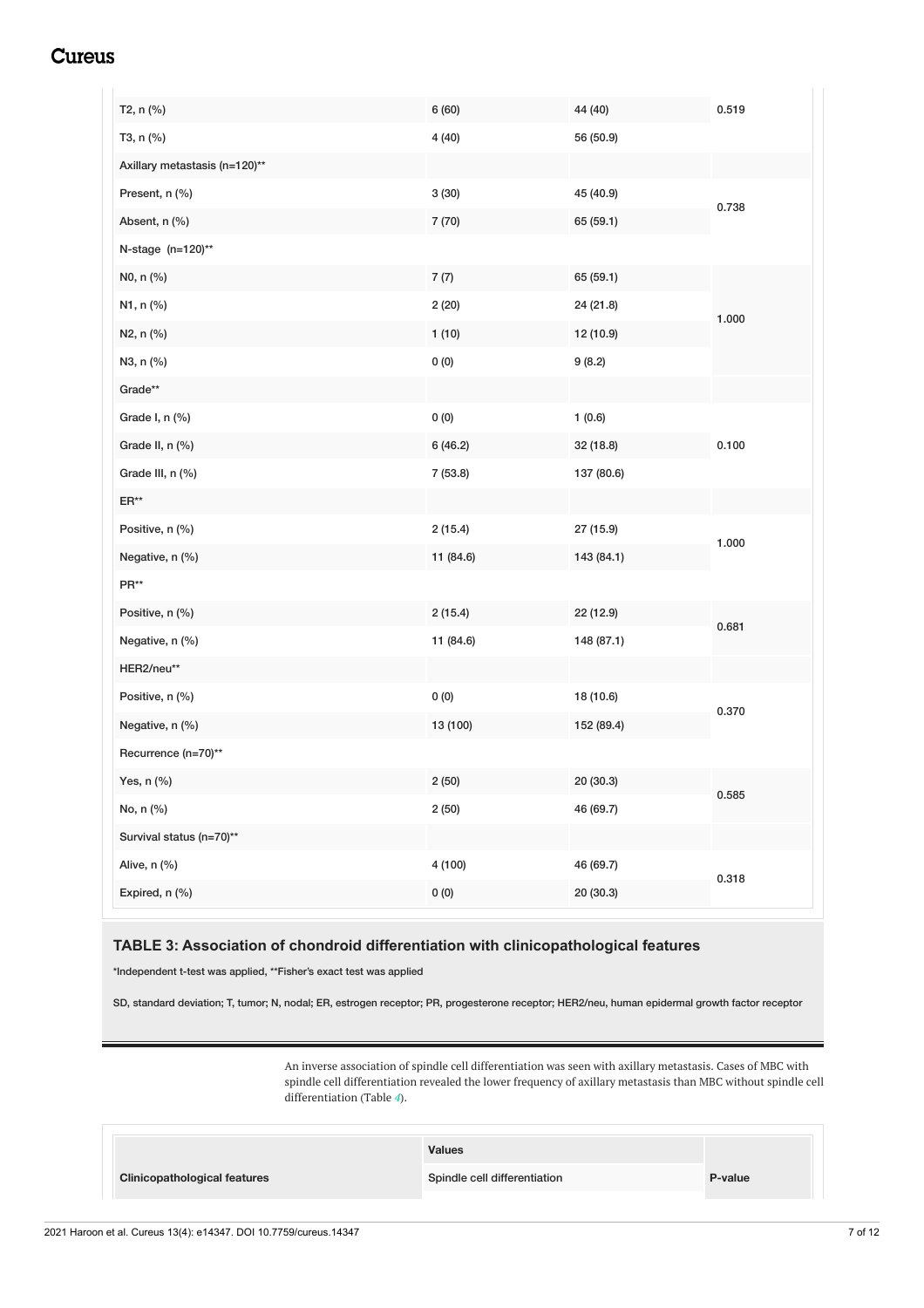| | | | |
|---|---|---|---|
| T2, n (%) | 6 (60) | 44 (40) | 0.519 |
| T3, n (%) | 4 (40) | 56 (50.9) | |
| Axillary metastasis (n=120)** | | | |
| Present, n (%) | 3 (30) | 45 (40.9) | 0.738 |
| Absent, n (%) | 7 (70) | 65 (59.1) | |
| N-stage (n=120)** | | | |
| N0, n (%) | 7 (7) | 65 (59.1) | 1.000 |
| N1, n (%) | 2 (20) | 24 (21.8) | |
| N2, n (%) | 1 (10) | 12 (10.9) | |
| N3, n (%) | 0 (0) | 9 (8.2) | |
| Grade** | | | |
| Grade I, n (%) | 0 (0) | 1 (0.6) | 0.100 |
| Grade II, n (%) | 6 (46.2) | 32 (18.8) | |
| Grade III, n (%) | 7 (53.8) | 137 (80.6) | |
| ER** | | | |
| Positive, n (%) | 2 (15.4) | 27 (15.9) | 1.000 |
| Negative, n (%) | 11 (84.6) | 143 (84.1) | |
| PR** | | | |
| Positive, n (%) | 2 (15.4) | 22 (12.9) | 0.681 |
| Negative, n (%) | 11 (84.6) | 148 (87.1) | |
| HER2/neu** | | | |
| Positive, n (%) | 0 (0) | 18 (10.6) | 0.370 |
| Negative, n (%) | 13 (100) | 152 (89.4) | |
| Recurrence (n=70)** | | | |
| Yes, n (%) | 2 (50) | 20 (30.3) | 0.585 |
| No, n (%) | 2 (50) | 46 (69.7) | |
| Survival status (n=70)** | | | |
| Alive, n (%) | 4 (100) | 46 (69.7) | 0.318 |
| Expired, n (%) | 0 (0) | 20 (30.3) | |

**TABLE 3: Association of chondroid differentiation with clinicopathological features**

*Independent t-test was applied, **Fisher's exact test was applied

SD, standard deviation; T, tumor; N, nodal; ER, estrogen receptor; PR, progesterone receptor; HER2/neu, human epidermal growth factor receptor

An inverse association of spindle cell differentiation was seen with axillary metastasis. Cases of MBC with spindle cell differentiation revealed the lower frequency of axillary metastasis than MBC without spindle cell differentiation (Table 4).

| | Values | |
|---|---|---|
| **Clinicopathological features** | Spindle cell differentiation | **P-value** |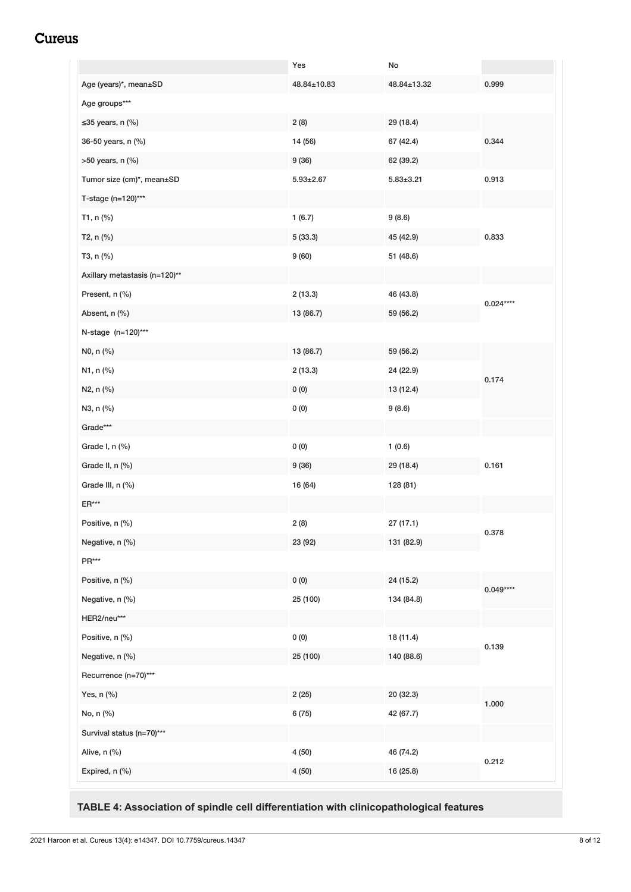| | Yes | No | |
|---|---|---|---|
| Age (years)*, mean±SD | 48.84±10.83 | 48.84±13.32 | 0.999 |
| Age groups*** | | | |
| ≤35 years, n (%) | 2 (8) | 29 (18.4) | |
| 36-50 years, n (%) | 14 (56) | 67 (42.4) | 0.344 |
| >50 years, n (%) | 9 (36) | 62 (39.2) | |
| Tumor size (cm)*, mean±SD | 5.93±2.67 | 5.83±3.21 | 0.913 |
| T-stage (n=120)*** | | | |
| T1, n (%) | 1 (6.7) | 9 (8.6) | |
| T2, n (%) | 5 (33.3) | 45 (42.9) | 0.833 |
| T3, n (%) | 9 (60) | 51 (48.6) | |
| Axillary metastasis (n=120)** | | | |
| Present, n (%) | 2 (13.3) | 46 (43.8) | 0.024**** |
| Absent, n (%) | 13 (86.7) | 59 (56.2) | |
| N-stage (n=120)*** | | | |
| N0, n (%) | 13 (86.7) | 59 (56.2) | |
| N1, n (%) | 2 (13.3) | 24 (22.9) | 0.174 |
| N2, n (%) | 0 (0) | 13 (12.4) | |
| N3, n (%) | 0 (0) | 9 (8.6) | |
| Grade*** | | | |
| Grade I, n (%) | 0 (0) | 1 (0.6) | |
| Grade II, n (%) | 9 (36) | 29 (18.4) | 0.161 |
| Grade III, n (%) | 16 (64) | 128 (81) | |
| ER*** | | | |
| Positive, n (%) | 2 (8) | 27 (17.1) | 0.378 |
| Negative, n (%) | 23 (92) | 131 (82.9) | |
| PR*** | | | |
| Positive, n (%) | 0 (0) | 24 (15.2) | 0.049**** |
| Negative, n (%) | 25 (100) | 134 (84.8) | |
| HER2/neu*** | | | |
| Positive, n (%) | 0 (0) | 18 (11.4) | 0.139 |
| Negative, n (%) | 25 (100) | 140 (88.6) | |
| Recurrence (n=70)*** | | | |
| Yes, n (%) | 2 (25) | 20 (32.3) | 1.000 |
| No, n (%) | 6 (75) | 42 (67.7) | |
| Survival status (n=70)*** | | | |
| Alive, n (%) | 4 (50) | 46 (74.2) | 0.212 |
| Expired, n (%) | 4 (50) | 16 (25.8) | |

**TABLE 4: Association of spindle cell differentiation with clinicopathological features**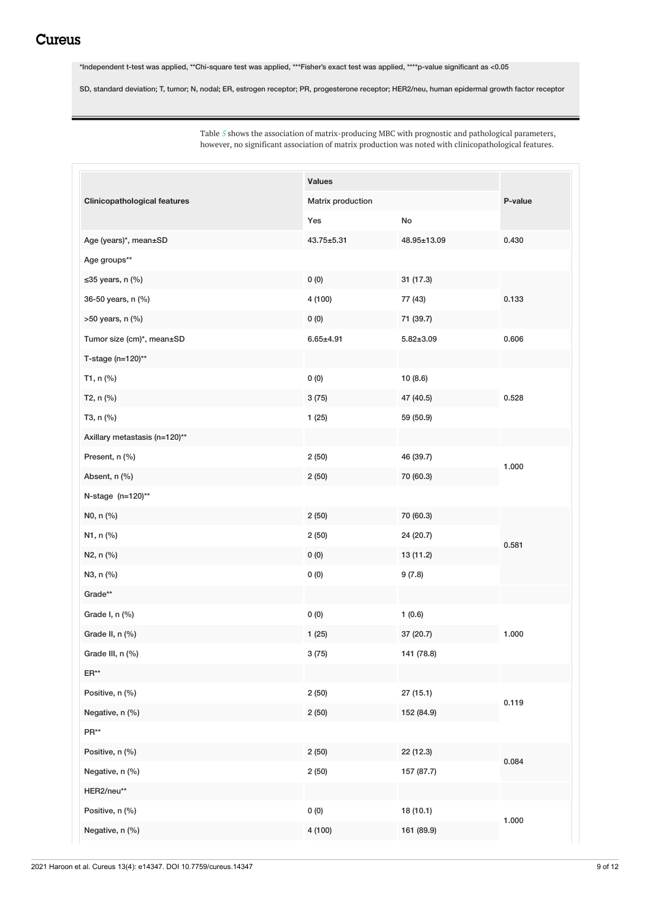*Independent t-test was applied, **Chi-square test was applied, ***Fisher's exact test was applied, ****p-value significant as <0.05

SD, standard deviation; T, tumor; N, nodal; ER, estrogen receptor; PR, progesterone receptor; HER2/neu, human epidermal growth factor receptor

Table 5 shows the association of matrix-producing MBC with prognostic and pathological parameters, however, no significant association of matrix production was noted with clinicopathological features.

| Clinicopathological features | Values | | P-value |
|---|---|---|---|
| | Matrix production | | |
| | Yes | No | |
| Age (years)*, mean±SD | 43.75±5.31 | 48.95±13.09 | 0.430 |
| Age groups** | | | |
| ≤35 years, n (%) | 0 (0) | 31 (17.3) | 0.133 |
| 36-50 years, n (%) | 4 (100) | 77 (43) | |
| >50 years, n (%) | 0 (0) | 71 (39.7) | |
| Tumor size (cm)*, mean±SD | 6.65±4.91 | 5.82±3.09 | 0.606 |
| T-stage (n=120)** | | | |
| T1, n (%) | 0 (0) | 10 (8.6) | 0.528 |
| T2, n (%) | 3 (75) | 47 (40.5) | |
| T3, n (%) | 1 (25) | 59 (50.9) | |
| Axillary metastasis (n=120)** | | | |
| Present, n (%) | 2 (50) | 46 (39.7) | 1.000 |
| Absent, n (%) | 2 (50) | 70 (60.3) | |
| N-stage (n=120)** | | | |
| N0, n (%) | 2 (50) | 70 (60.3) | 0.581 |
| N1, n (%) | 2 (50) | 24 (20.7) | |
| N2, n (%) | 0 (0) | 13 (11.2) | |
| N3, n (%) | 0 (0) | 9 (7.8) | |
| Grade** | | | |
| Grade I, n (%) | 0 (0) | 1 (0.6) | 1.000 |
| Grade II, n (%) | 1 (25) | 37 (20.7) | |
| Grade III, n (%) | 3 (75) | 141 (78.8) | |
| ER** | | | |
| Positive, n (%) | 2 (50) | 27 (15.1) | 0.119 |
| Negative, n (%) | 2 (50) | 152 (84.9) | |
| PR** | | | |
| Positive, n (%) | 2 (50) | 22 (12.3) | 0.084 |
| Negative, n (%) | 2 (50) | 157 (87.7) | |
| HER2/neu** | | | |
| Positive, n (%) | 0 (0) | 18 (10.1) | 1.000 |
| Negative, n (%) | 4 (100) | 161 (89.9) | |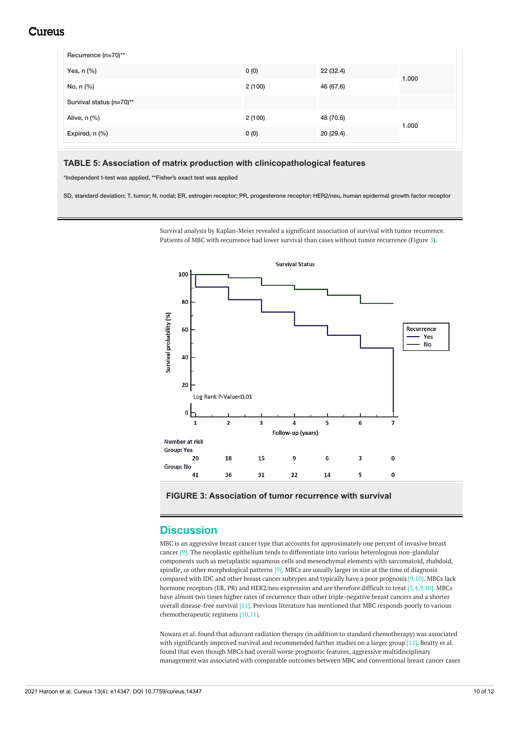| Recurrence (n=70)** | | | |
|---|---|---|---|
| Yes, n (%) | 0 (0) | 22 (32.4) | 1.000 |
| No, n (%) | 2 (100) | 46 (67.6) | |
| Survival status (n=70)** | | | |
| Alive, n (%) | 2 (100) | 48 (70.6) | 1.000 |
| Expired, n (%) | 0 (0) | 20 (29.4) | |

**TABLE 5: Association of matrix production with clinicopathological features**

*Independent t-test was applied, **Fisher's exact test was applied

SD, standard deviation; T, tumor; N, nodal; ER, estrogen receptor; PR, progesterone receptor; HER2/neu, human epidermal growth factor receptor

Survival analysis by Kaplan-Meier revealed a significant association of survival with tumor recurrence. Patients of MBC with recurrence had lower survival than cases without tumor recurrence (Figure 3).

**FIGURE 3: Association of tumor recurrence with survival**

## Discussion

MBC is an aggressive breast cancer type that accounts for approximately one percent of invasive breast cancer [9]. The neoplastic epithelium tends to differentiate into various heterologous non-glandular components such as metaplastic squamous cells and mesenchymal elements with sarcomatoid, rhabdoid, spindle, or other morphological patterns [9]. MBCs are usually larger in size at the time of diagnosis compared with IDC and other breast cancer subtypes and typically have a poor prognosis [9,10]. MBCs lack hormone receptors (ER, PR) and HER2/neu expression and are therefore difficult to treat [3,4,9,10]. MBCs have almost two times higher rates of recurrence than other triple-negative breast cancers and a shorter overall disease-free survival [11]. Previous literature has mentioned that MBC responds poorly to various chemotherapeutic regimens [10,11].

Nowara et al. found that adjuvant radiation therapy (in addition to standard chemotherapy) was associated with significantly improved survival and recommended further studies on a larger group [12]. Beatty et al. found that even though MBCs had overall worse prognostic features, aggressive multidisciplinary management was associated with comparable outcomes between MBC and conventional breast cancer cases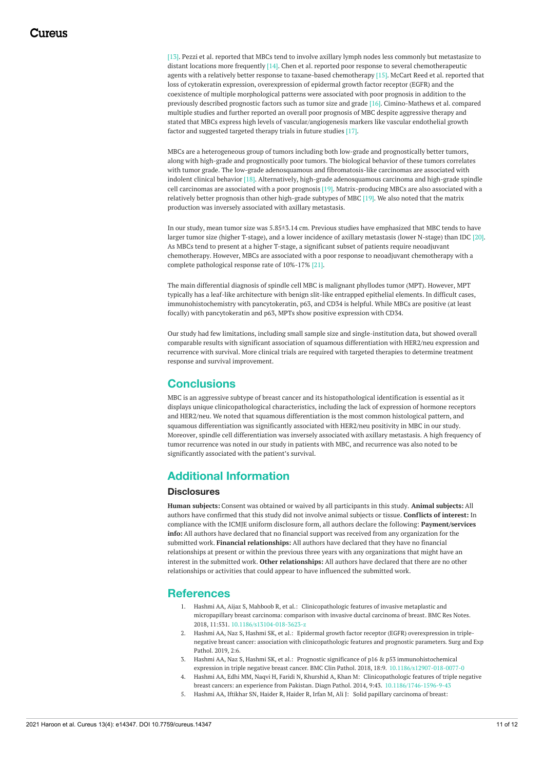[13]. Pezzi et al. reported that MBCs tend to involve axillary lymph nodes less commonly but metastasize to distant locations more frequently [14]. Chen et al. reported poor response to several chemotherapeutic agents with a relatively better response to taxane-based chemotherapy [15]. McCart Reed et al. reported that loss of cytokeratin expression, overexpression of epidermal growth factor receptor (EGFR) and the coexistence of multiple morphological patterns were associated with poor prognosis in addition to the previously described prognostic factors such as tumor size and grade [16]. Cimino-Mathews et al. compared multiple studies and further reported an overall poor prognosis of MBC despite aggressive therapy and stated that MBCs express high levels of vascular/angiogenesis markers like vascular endothelial growth factor and suggested targeted therapy trials in future studies [17].

MBCs are a heterogeneous group of tumors including both low-grade and prognostically better tumors, along with high-grade and prognostically poor tumors. The biological behavior of these tumors correlates with tumor grade. The low-grade adenosquamous and fibromatosis-like carcinomas are associated with indolent clinical behavior [18]. Alternatively, high-grade adenosquamous carcinoma and high-grade spindle cell carcinomas are associated with a poor prognosis [19]. Matrix-producing MBCs are also associated with a relatively better prognosis than other high-grade subtypes of MBC [19]. We also noted that the matrix production was inversely associated with axillary metastasis.

In our study, mean tumor size was 5.85±3.14 cm. Previous studies have emphasized that MBC tends to have larger tumor size (higher T-stage), and a lower incidence of axillary metastasis (lower N-stage) than IDC [20]. As MBCs tend to present at a higher T-stage, a significant subset of patients require neoadjuvant chemotherapy. However, MBCs are associated with a poor response to neoadjuvant chemotherapy with a complete pathological response rate of 10%-17% [21].

The main differential diagnosis of spindle cell MBC is malignant phyllodes tumor (MPT). However, MPT typically has a leaf-like architecture with benign slit-like entrapped epithelial elements. In difficult cases, immunohistochemistry with pancytokeratin, p63, and CD34 is helpful. While MBCs are positive (at least focally) with pancytokeratin and p63, MPTs show positive expression with CD34.

Our study had few limitations, including small sample size and single-institution data, but showed overall comparable results with significant association of squamous differentiation with HER2/neu expression and recurrence with survival. More clinical trials are required with targeted therapies to determine treatment response and survival improvement.

## Conclusions

MBC is an aggressive subtype of breast cancer and its histopathological identification is essential as it displays unique clinicopathological characteristics, including the lack of expression of hormone receptors and HER2/neu. We noted that squamous differentiation is the most common histological pattern, and squamous differentiation was significantly associated with HER2/neu positivity in MBC in our study. Moreover, spindle cell differentiation was inversely associated with axillary metastasis. A high frequency of tumor recurrence was noted in our study in patients with MBC, and recurrence was also noted to be significantly associated with the patient's survival.

## Additional Information

### Disclosures

**Human subjects:** Consent was obtained or waived by all participants in this study. **Animal subjects:** All authors have confirmed that this study did not involve animal subjects or tissue. **Conflicts of interest:** In compliance with the ICMJE uniform disclosure form, all authors declare the following: **Payment/services info:** All authors have declared that no financial support was received from any organization for the submitted work. **Financial relationships:** All authors have declared that they have no financial relationships at present or within the previous three years with any organizations that might have an interest in the submitted work. **Other relationships:** All authors have declared that there are no other relationships or activities that could appear to have influenced the submitted work.

## References

1. Hashmi AA, Aijaz S, Mahboob R, et al.: Clinicopathologic features of invasive metaplastic and micropapillary breast carcinoma: comparison with invasive ductal carcinoma of breast. BMC Res Notes. 2018, 11:531. 10.1186/s13104-018-3623-z
2. Hashmi AA, Naz S, Hashmi SK, et al.: Epidermal growth factor receptor (EGFR) overexpression in triple-negative breast cancer: association with clinicopathologic features and prognostic parameters. Surg and Exp Pathol. 2019, 2:6.
3. Hashmi AA, Naz S, Hashmi SK, et al.: Prognostic significance of p16 & p53 immunohistochemical expression in triple negative breast cancer. BMC Clin Pathol. 2018, 18:9. 10.1186/s12907-018-0077-0
4. Hashmi AA, Edhi MM, Naqvi H, Faridi N, Khurshid A, Khan M: Clinicopathologic features of triple negative breast cancers: an experience from Pakistan. Diagn Pathol. 2014, 9:43. 10.1186/1746-1596-9-43
5. Hashmi AA, Iftikhar SN, Haider R, Haider R, Irfan M, Ali J: Solid papillary carcinoma of breast: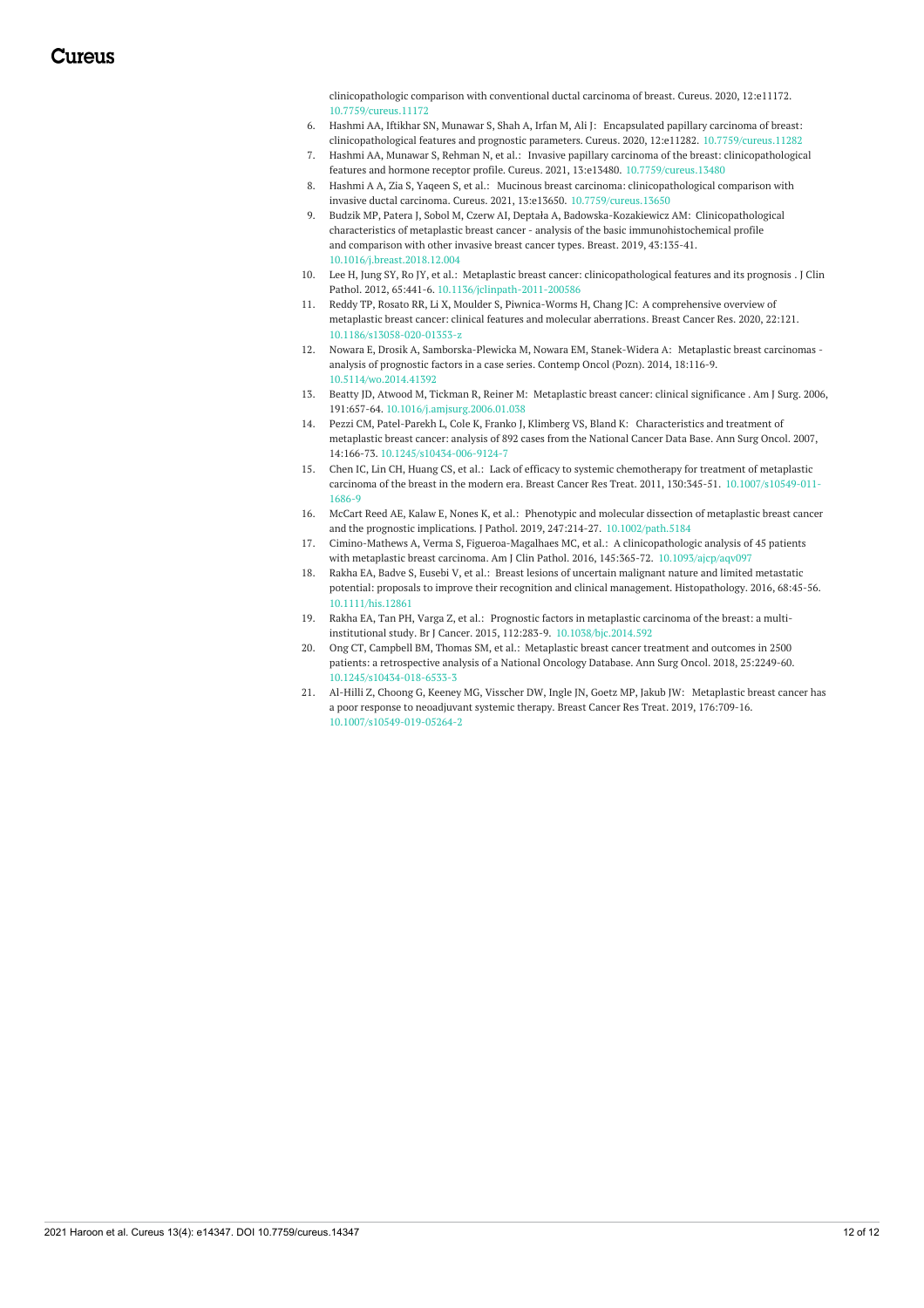clinicopathologic comparison with conventional ductal carcinoma of breast. Cureus. 2020, 12:e11172. 10.7759/cureus.11172

6. Hashmi AA, Iftikhar SN, Munawar S, Shah A, Irfan M, Ali J: Encapsulated papillary carcinoma of breast: clinicopathological features and prognostic parameters. Cureus. 2020, 12:e11282. 10.7759/cureus.11282
7. Hashmi AA, Munawar S, Rehman N, et al.: Invasive papillary carcinoma of the breast: clinicopathological features and hormone receptor profile. Cureus. 2021, 13:e13480. 10.7759/cureus.13480
8. Hashmi A A, Zia S, Yaqeen S, et al.: Mucinous breast carcinoma: clinicopathological comparison with invasive ductal carcinoma. Cureus. 2021, 13:e13650. 10.7759/cureus.13650
9. Budzik MP, Patera J, Sobol M, Czerw AI, Deptała A, Badowska-Kozakiewicz AM: Clinicopathological characteristics of metaplastic breast cancer - analysis of the basic immunohistochemical profile and comparison with other invasive breast cancer types. Breast. 2019, 43:135-41. 10.1016/j.breast.2018.12.004
10. Lee H, Jung SY, Ro JY, et al.: Metaplastic breast cancer: clinicopathological features and its prognosis . J Clin Pathol. 2012, 65:441-6. 10.1136/jclinpath-2011-200586
11. Reddy TP, Rosato RR, Li X, Moulder S, Piwnica-Worms H, Chang JC: A comprehensive overview of metaplastic breast cancer: clinical features and molecular aberrations. Breast Cancer Res. 2020, 22:121. 10.1186/s13058-020-01353-z
12. Nowara E, Drosik A, Samborska-Plewicka M, Nowara EM, Stanek-Widera A: Metaplastic breast carcinomas - analysis of prognostic factors in a case series. Contemp Oncol (Pozn). 2014, 18:116-9. 10.5114/wo.2014.41392
13. Beatty JD, Atwood M, Tickman R, Reiner M: Metaplastic breast cancer: clinical significance . Am J Surg. 2006, 191:657-64. 10.1016/j.amjsurg.2006.01.038
14. Pezzi CM, Patel-Parekh L, Cole K, Franko J, Klimberg VS, Bland K: Characteristics and treatment of metaplastic breast cancer: analysis of 892 cases from the National Cancer Data Base. Ann Surg Oncol. 2007, 14:166-73. 10.1245/s10434-006-9124-7
15. Chen IC, Lin CH, Huang CS, et al.: Lack of efficacy to systemic chemotherapy for treatment of metaplastic carcinoma of the breast in the modern era. Breast Cancer Res Treat. 2011, 130:345-51. 10.1007/s10549-011-1686-9
16. McCart Reed AE, Kalaw E, Nones K, et al.: Phenotypic and molecular dissection of metaplastic breast cancer and the prognostic implications. J Pathol. 2019, 247:214-27. 10.1002/path.5184
17. Cimino-Mathews A, Verma S, Figueroa-Magalhaes MC, et al.: A clinicopathologic analysis of 45 patients with metaplastic breast carcinoma. Am J Clin Pathol. 2016, 145:365-72. 10.1093/ajcp/aqv097
18. Rakha EA, Badve S, Eusebi V, et al.: Breast lesions of uncertain malignant nature and limited metastatic potential: proposals to improve their recognition and clinical management. Histopathology. 2016, 68:45-56. 10.1111/his.12861
19. Rakha EA, Tan PH, Varga Z, et al.: Prognostic factors in metaplastic carcinoma of the breast: a multi-institutional study. Br J Cancer. 2015, 112:283-9. 10.1038/bjc.2014.592
20. Ong CT, Campbell BM, Thomas SM, et al.: Metaplastic breast cancer treatment and outcomes in 2500 patients: a retrospective analysis of a National Oncology Database. Ann Surg Oncol. 2018, 25:2249-60. 10.1245/s10434-018-6533-3
21. Al-Hilli Z, Choong G, Keeney MG, Visscher DW, Ingle JN, Goetz MP, Jakub JW: Metaplastic breast cancer has a poor response to neoadjuvant systemic therapy. Breast Cancer Res Treat. 2019, 176:709-16. 10.1007/s10549-019-05264-2